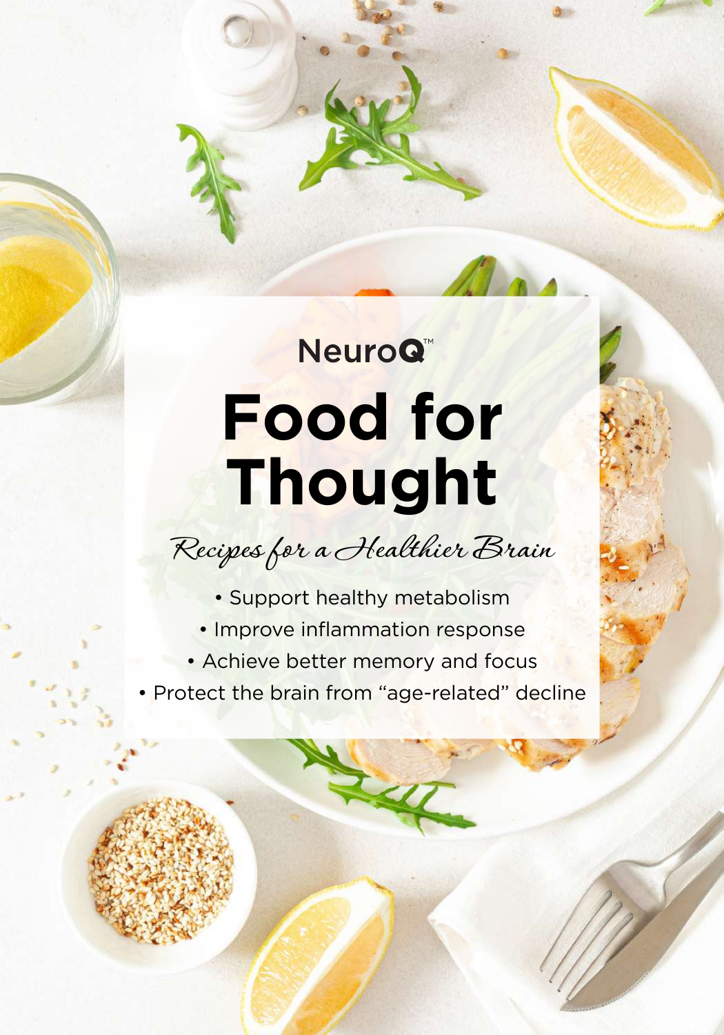NeuroQ™

# Food for Thought

*Recipes for a Healthier Brain*

- Support healthy metabolism
- Improve inflammation response
- Achieve better memory and focus
- Protect the brain from "age-related" decline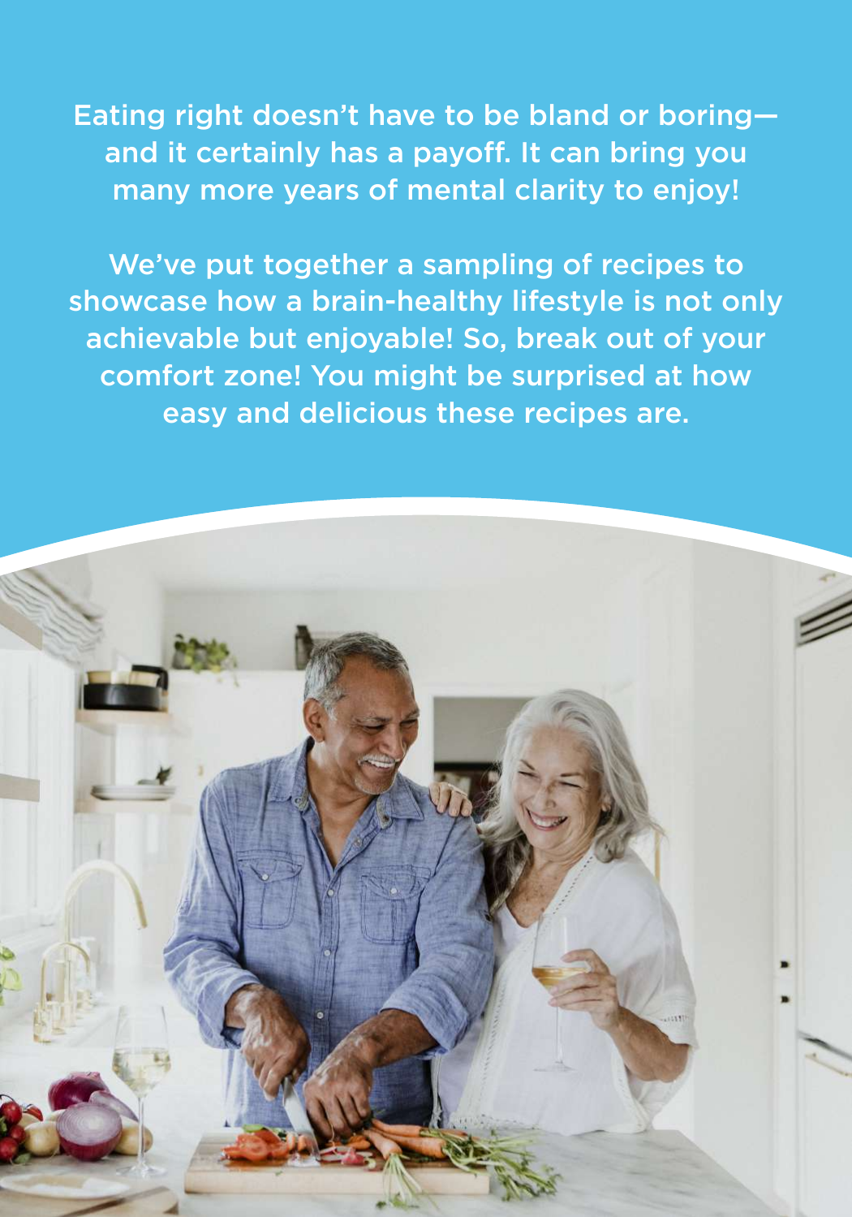Eating right doesn't have to be bland or boring—and it certainly has a payoff. It can bring you many more years of mental clarity to enjoy!

We've put together a sampling of recipes to showcase how a brain-healthy lifestyle is not only achievable but enjoyable! So, break out of your comfort zone! You might be surprised at how easy and delicious these recipes are.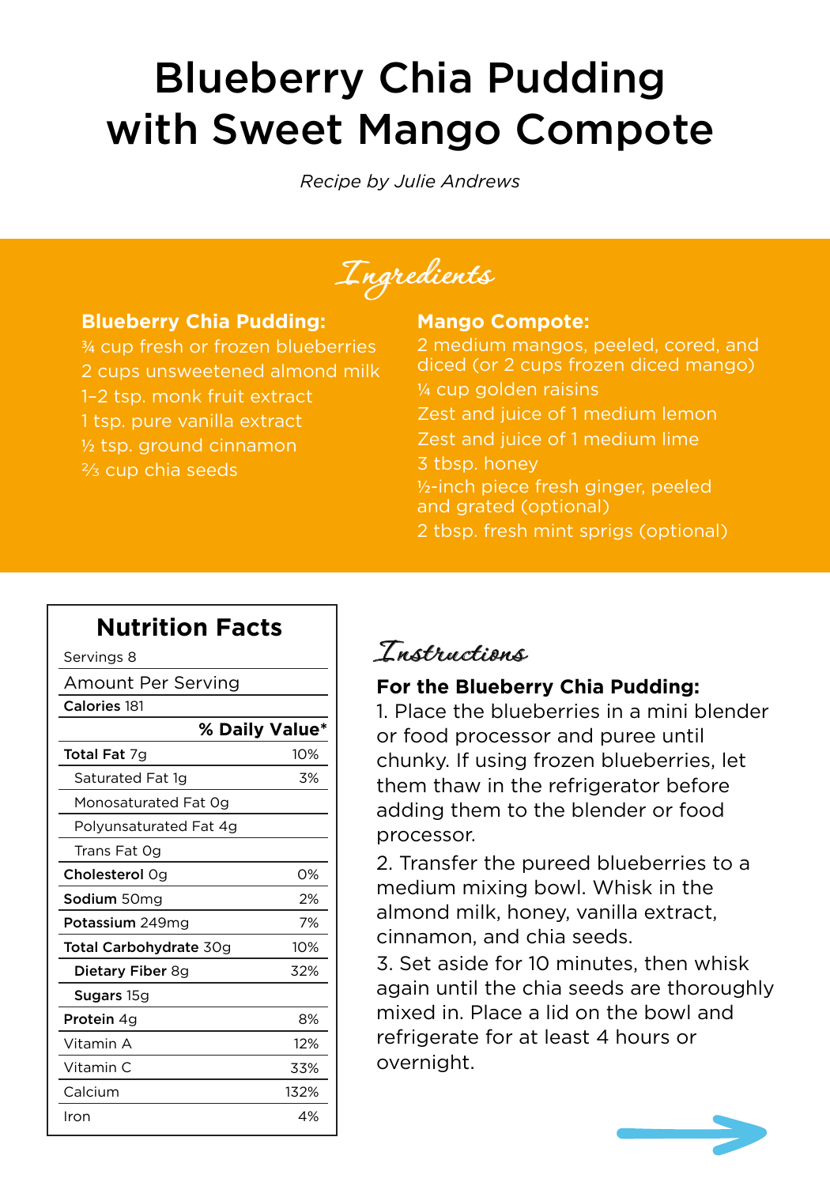# Blueberry Chia Pudding with Sweet Mango Compote

*Recipe by Julie Andrews*

## Ingredients

**Blueberry Chia Pudding:**

¾ cup fresh or frozen blueberries
2 cups unsweetened almond milk
1–2 tsp. monk fruit extract
1 tsp. pure vanilla extract
½ tsp. ground cinnamon
⅔ cup chia seeds

**Mango Compote:**

2 medium mangos, peeled, cored, and diced (or 2 cups frozen diced mango)
¼ cup golden raisins
Zest and juice of 1 medium lemon
Zest and juice of 1 medium lime
3 tbsp. honey
½-inch piece fresh ginger, peeled and grated (optional)
2 tbsp. fresh mint sprigs (optional)

**Nutrition Facts**

Servings 8

| Amount Per Serving | |
|---|---|
| Calories 181 | |
| | % Daily Value* |
| Total Fat 7g | 10% |
| Saturated Fat 1g | 3% |
| Monosaturated Fat 0g | |
| Polyunsaturated Fat 4g | |
| Trans Fat 0g | |
| Cholesterol 0g | 0% |
| Sodium 50mg | 2% |
| Potassium 249mg | 7% |
| Total Carbohydrate 30g | 10% |
| Dietary Fiber 8g | 32% |
| Sugars 15g | |
| Protein 4g | 8% |
| Vitamin A | 12% |
| Vitamin C | 33% |
| Calcium | 132% |
| Iron | 4% |

## Instructions

**For the Blueberry Chia Pudding:**

1. Place the blueberries in a mini blender or food processor and puree until chunky. If using frozen blueberries, let them thaw in the refrigerator before adding them to the blender or food processor.
2. Transfer the pureed blueberries to a medium mixing bowl. Whisk in the almond milk, honey, vanilla extract, cinnamon, and chia seeds.
3. Set aside for 10 minutes, then whisk again until the chia seeds are thoroughly mixed in. Place a lid on the bowl and refrigerate for at least 4 hours or overnight.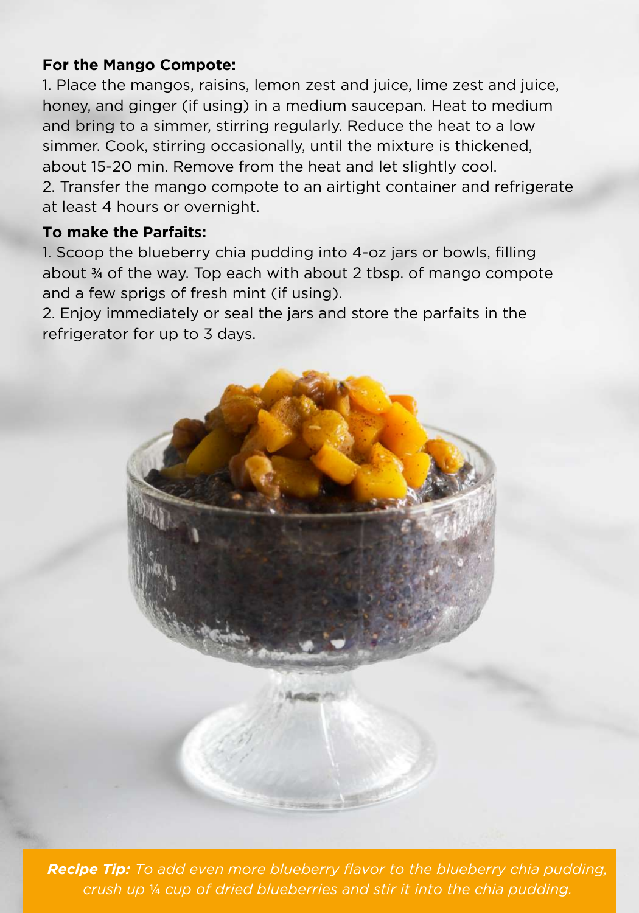**For the Mango Compote:**

1. Place the mangos, raisins, lemon zest and juice, lime zest and juice, honey, and ginger (if using) in a medium saucepan. Heat to medium and bring to a simmer, stirring regularly. Reduce the heat to a low simmer. Cook, stirring occasionally, until the mixture is thickened, about 15-20 min. Remove from the heat and let slightly cool.
2. Transfer the mango compote to an airtight container and refrigerate at least 4 hours or overnight.

**To make the Parfaits:**

1. Scoop the blueberry chia pudding into 4-oz jars or bowls, filling about ¾ of the way. Top each with about 2 tbsp. of mango compote and a few sprigs of fresh mint (if using).
2. Enjoy immediately or seal the jars and store the parfaits in the refrigerator for up to 3 days.

***Recipe Tip:*** *To add even more blueberry flavor to the blueberry chia pudding, crush up ¼ cup of dried blueberries and stir it into the chia pudding.*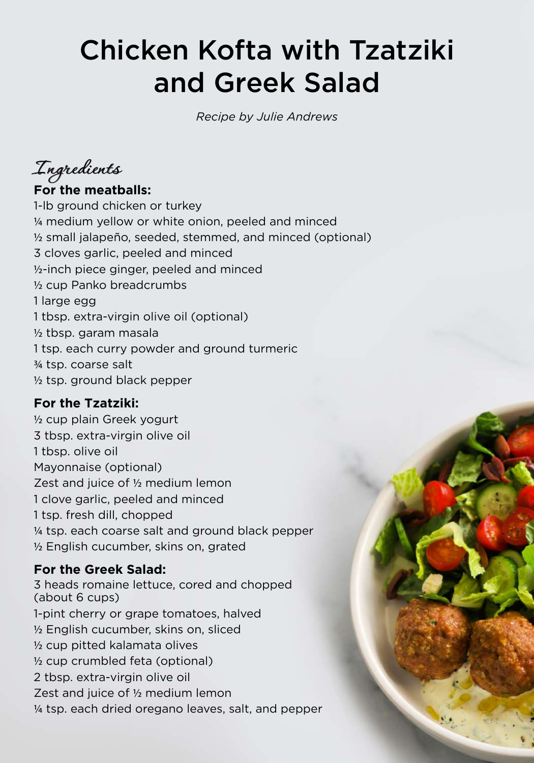# Chicken Kofta with Tzatziki and Greek Salad

*Recipe by Julie Andrews*

## Ingredients

**For the meatballs:**

1-lb ground chicken or turkey
¼ medium yellow or white onion, peeled and minced
½ small jalapeño, seeded, stemmed, and minced (optional)
3 cloves garlic, peeled and minced
½-inch piece ginger, peeled and minced
½ cup Panko breadcrumbs
1 large egg
1 tbsp. extra-virgin olive oil (optional)
½ tbsp. garam masala
1 tsp. each curry powder and ground turmeric
¾ tsp. coarse salt
½ tsp. ground black pepper

**For the Tzatziki:**

½ cup plain Greek yogurt
3 tbsp. extra-virgin olive oil
1 tbsp. olive oil
Mayonnaise (optional)
Zest and juice of ½ medium lemon
1 clove garlic, peeled and minced
1 tsp. fresh dill, chopped
¼ tsp. each coarse salt and ground black pepper
½ English cucumber, skins on, grated

**For the Greek Salad:**

3 heads romaine lettuce, cored and chopped (about 6 cups)
1-pint cherry or grape tomatoes, halved
½ English cucumber, skins on, sliced
½ cup pitted kalamata olives
½ cup crumbled feta (optional)
2 tbsp. extra-virgin olive oil
Zest and juice of ½ medium lemon
¼ tsp. each dried oregano leaves, salt, and pepper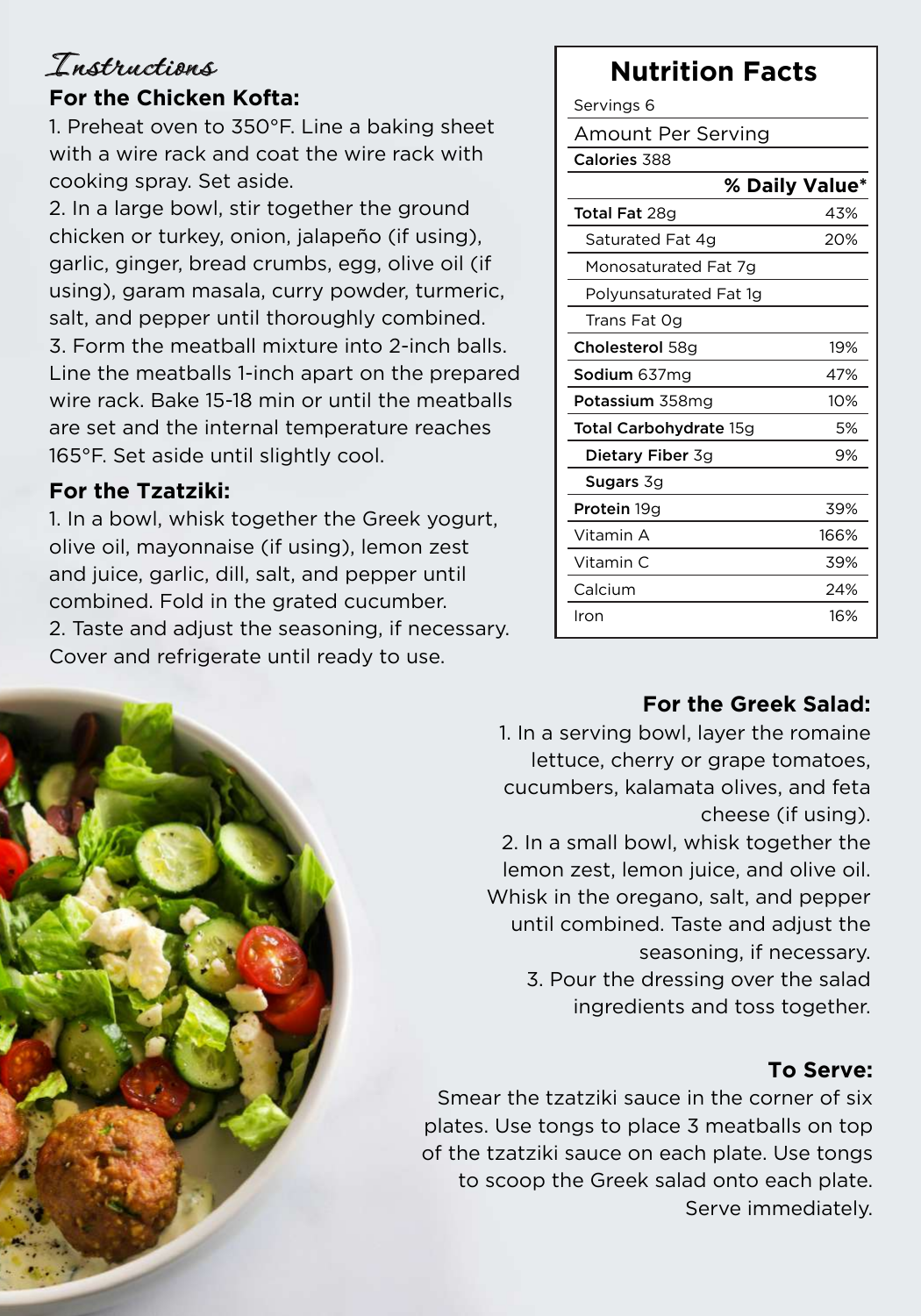# Instructions

### For the Chicken Kofta:

1. Preheat oven to 350°F. Line a baking sheet with a wire rack and coat the wire rack with cooking spray. Set aside.
2. In a large bowl, stir together the ground chicken or turkey, onion, jalapeño (if using), garlic, ginger, bread crumbs, egg, olive oil (if using), garam masala, curry powder, turmeric, salt, and pepper until thoroughly combined.
3. Form the meatball mixture into 2-inch balls. Line the meatballs 1-inch apart on the prepared wire rack. Bake 15-18 min or until the meatballs are set and the internal temperature reaches 165°F. Set aside until slightly cool.

### For the Tzatziki:

1. In a bowl, whisk together the Greek yogurt, olive oil, mayonnaise (if using), lemon zest and juice, garlic, dill, salt, and pepper until combined. Fold in the grated cucumber.
2. Taste and adjust the seasoning, if necessary. Cover and refrigerate until ready to use.

## Nutrition Facts

Servings 6

Amount Per Serving

Calories 388

| | % Daily Value* |
|---|---|
| **Total Fat** 28g | 43% |
| Saturated Fat 4g | 20% |
| Monosaturated Fat 7g | |
| Polyunsaturated Fat 1g | |
| Trans Fat 0g | |
| **Cholesterol** 58g | 19% |
| **Sodium** 637mg | 47% |
| **Potassium** 358mg | 10% |
| **Total Carbohydrate** 15g | 5% |
| **Dietary Fiber** 3g | 9% |
| **Sugars** 3g | |
| **Protein** 19g | 39% |
| Vitamin A | 166% |
| Vitamin C | 39% |
| Calcium | 24% |
| Iron | 16% |

### For the Greek Salad:

1. In a serving bowl, layer the romaine lettuce, cherry or grape tomatoes, cucumbers, kalamata olives, and feta cheese (if using).
2. In a small bowl, whisk together the lemon zest, lemon juice, and olive oil. Whisk in the oregano, salt, and pepper until combined. Taste and adjust the seasoning, if necessary.
3. Pour the dressing over the salad ingredients and toss together.

### To Serve:

Smear the tzatziki sauce in the corner of six plates. Use tongs to place 3 meatballs on top of the tzatziki sauce on each plate. Use tongs to scoop the Greek salad onto each plate. Serve immediately.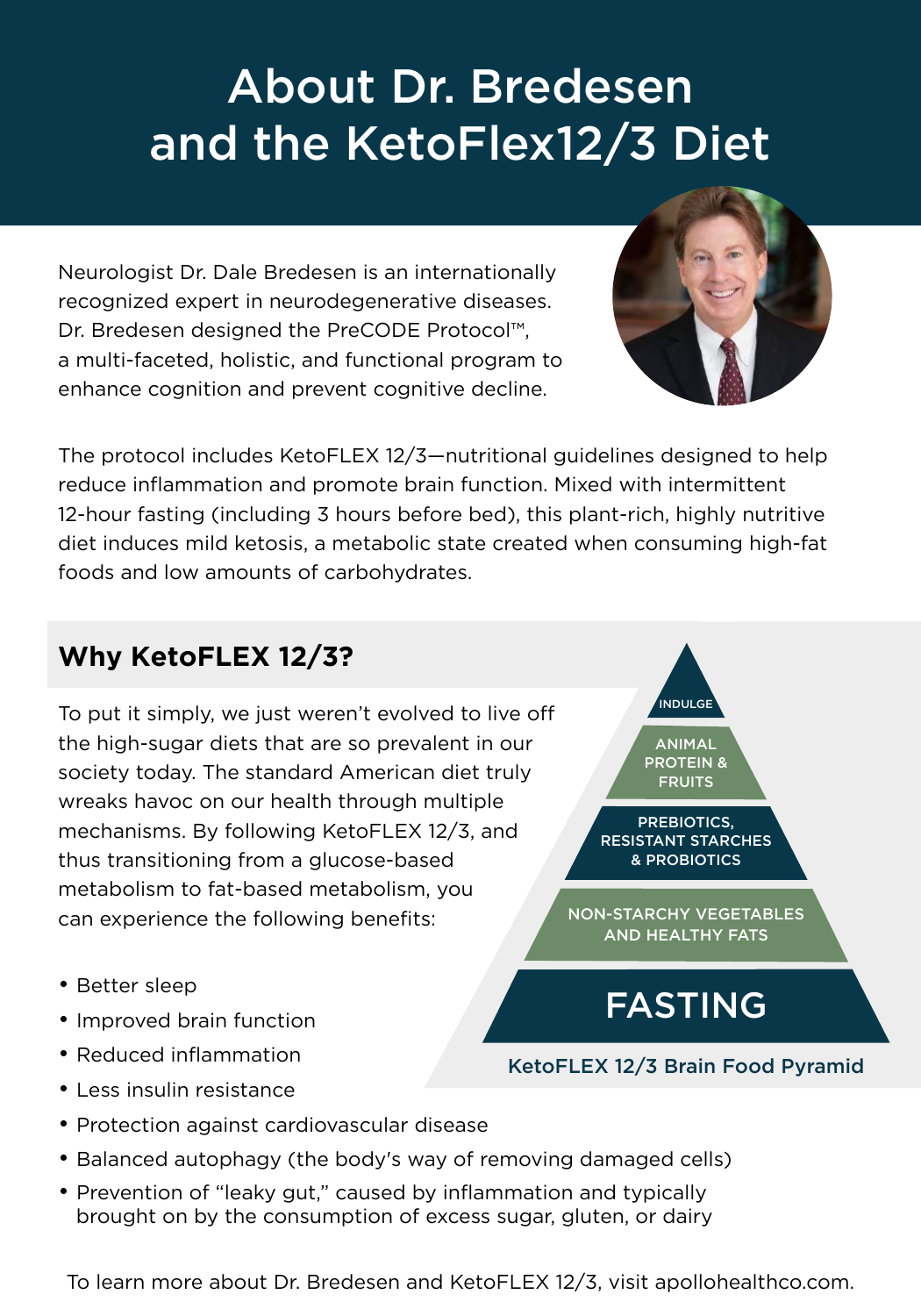# About Dr. Bredesen and the KetoFlex12/3 Diet

Neurologist Dr. Dale Bredesen is an internationally recognized expert in neurodegenerative diseases. Dr. Bredesen designed the PreCODE Protocol™, a multi-faceted, holistic, and functional program to enhance cognition and prevent cognitive decline.

The protocol includes KetoFLEX 12/3—nutritional guidelines designed to help reduce inflammation and promote brain function. Mixed with intermittent 12-hour fasting (including 3 hours before bed), this plant-rich, highly nutritive diet induces mild ketosis, a metabolic state created when consuming high-fat foods and low amounts of carbohydrates.

## Why KetoFLEX 12/3?

To put it simply, we just weren't evolved to live off the high-sugar diets that are so prevalent in our society today. The standard American diet truly wreaks havoc on our health through multiple mechanisms. By following KetoFLEX 12/3, and thus transitioning from a glucose-based metabolism to fat-based metabolism, you can experience the following benefits:

- Better sleep
- Improved brain function
- Reduced inflammation
- Less insulin resistance
- Protection against cardiovascular disease
- Balanced autophagy (the body's way of removing damaged cells)
- Prevention of "leaky gut," caused by inflammation and typically brought on by the consumption of excess sugar, gluten, or dairy

INDULGE

ANIMAL PROTEIN & FRUITS

PREBIOTICS, RESISTANT STARCHES & PROBIOTICS

NON-STARCHY VEGETABLES AND HEALTHY FATS

FASTING

KetoFLEX 12/3 Brain Food Pyramid

To learn more about Dr. Bredesen and KetoFLEX 12/3, visit apollohealthco.com.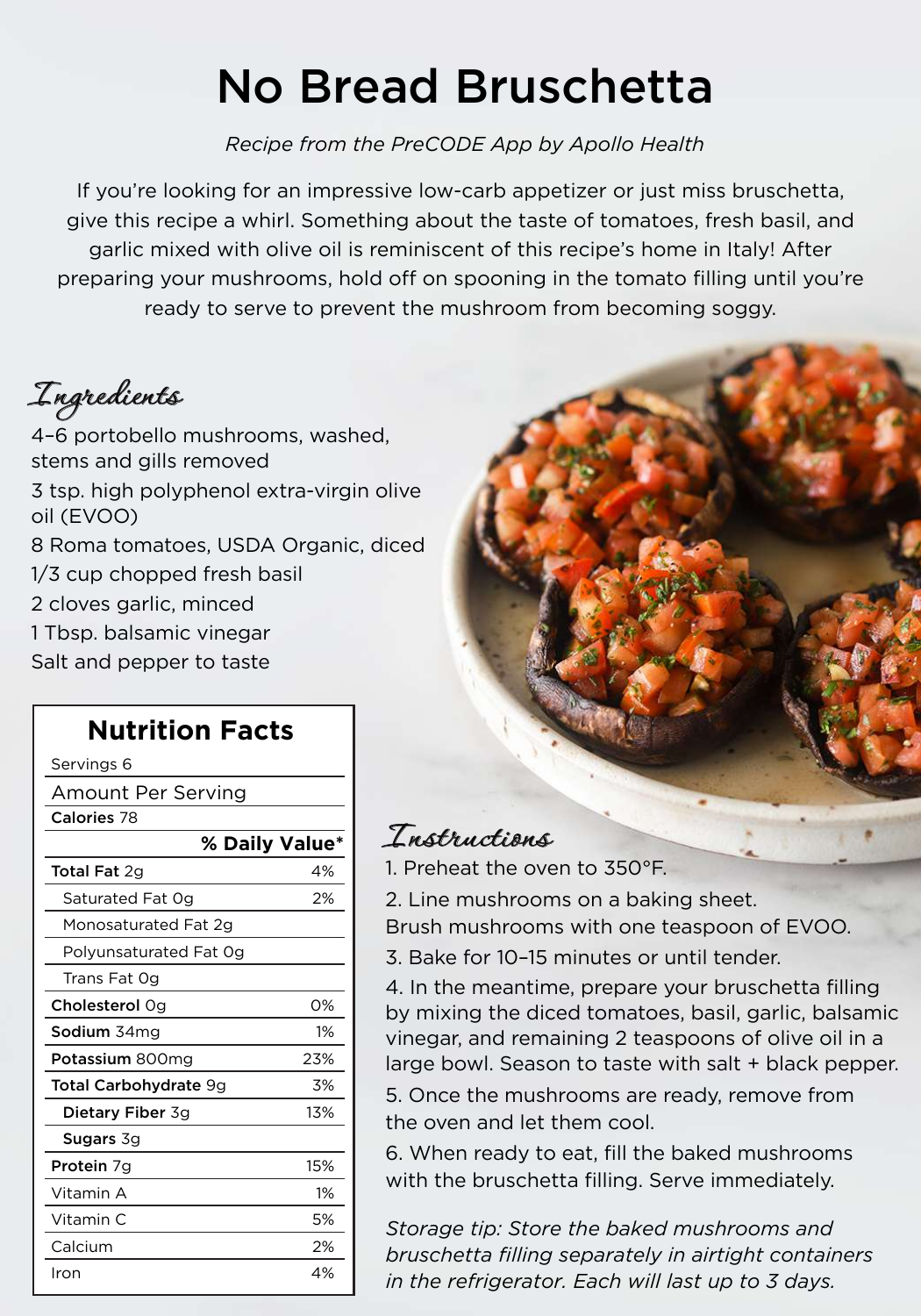# No Bread Bruschetta

*Recipe from the PreCODE App by Apollo Health*

If you're looking for an impressive low-carb appetizer or just miss bruschetta, give this recipe a whirl. Something about the taste of tomatoes, fresh basil, and garlic mixed with olive oil is reminiscent of this recipe's home in Italy! After preparing your mushrooms, hold off on spooning in the tomato filling until you're ready to serve to prevent the mushroom from becoming soggy.

## Ingredients

4–6 portobello mushrooms, washed, stems and gills removed
3 tsp. high polyphenol extra-virgin olive oil (EVOO)
8 Roma tomatoes, USDA Organic, diced
1/3 cup chopped fresh basil
2 cloves garlic, minced
1 Tbsp. balsamic vinegar
Salt and pepper to taste

## Nutrition Facts

Servings 6

Amount Per Serving

Calories 78

| | % Daily Value* |
|---|---|
| **Total Fat** 2g | 4% |
| Saturated Fat 0g | 2% |
| Monosaturated Fat 2g | |
| Polyunsaturated Fat 0g | |
| Trans Fat 0g | |
| **Cholesterol** 0g | 0% |
| **Sodium** 34mg | 1% |
| **Potassium** 800mg | 23% |
| **Total Carbohydrate** 9g | 3% |
| **Dietary Fiber** 3g | 13% |
| **Sugars** 3g | |
| **Protein** 7g | 15% |
| Vitamin A | 1% |
| Vitamin C | 5% |
| Calcium | 2% |
| Iron | 4% |

## Instructions

1. Preheat the oven to 350°F.
2. Line mushrooms on a baking sheet. Brush mushrooms with one teaspoon of EVOO.
3. Bake for 10–15 minutes or until tender.
4. In the meantime, prepare your bruschetta filling by mixing the diced tomatoes, basil, garlic, balsamic vinegar, and remaining 2 teaspoons of olive oil in a large bowl. Season to taste with salt + black pepper.
5. Once the mushrooms are ready, remove from the oven and let them cool.
6. When ready to eat, fill the baked mushrooms with the bruschetta filling. Serve immediately.

*Storage tip: Store the baked mushrooms and bruschetta filling separately in airtight containers in the refrigerator. Each will last up to 3 days.*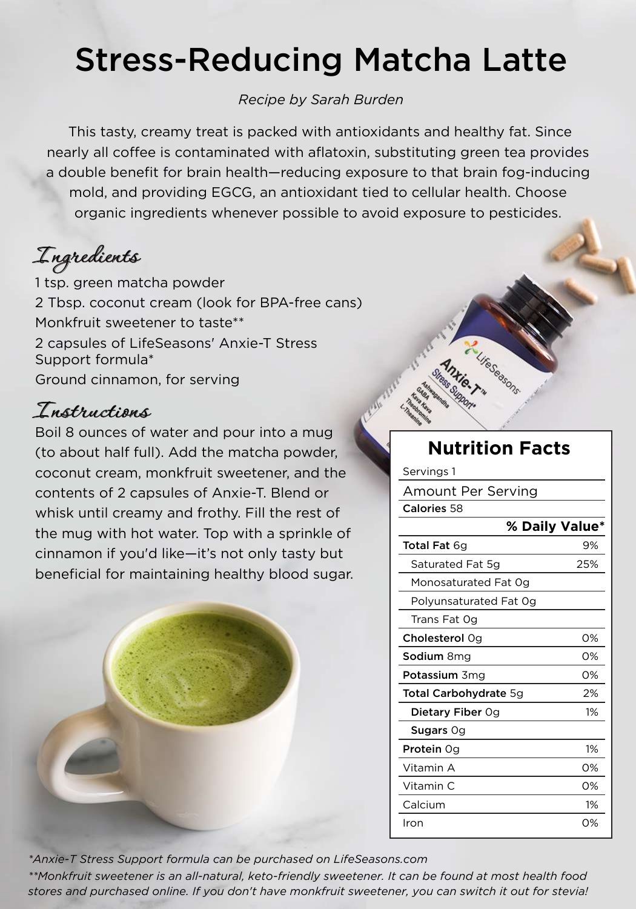# Stress-Reducing Matcha Latte

*Recipe by Sarah Burden*

This tasty, creamy treat is packed with antioxidants and healthy fat. Since nearly all coffee is contaminated with aflatoxin, substituting green tea provides a double benefit for brain health—reducing exposure to that brain fog-inducing mold, and providing EGCG, an antioxidant tied to cellular health. Choose organic ingredients whenever possible to avoid exposure to pesticides.

## Ingredients

1 tsp. green matcha powder
2 Tbsp. coconut cream (look for BPA-free cans)
Monkfruit sweetener to taste**
2 capsules of LifeSeasons' Anxie-T Stress Support formula*
Ground cinnamon, for serving

## Instructions

Boil 8 ounces of water and pour into a mug (to about half full). Add the matcha powder, coconut cream, monkfruit sweetener, and the contents of 2 capsules of Anxie-T. Blend or whisk until creamy and frothy. Fill the rest of the mug with hot water. Top with a sprinkle of cinnamon if you'd like—it's not only tasty but beneficial for maintaining healthy blood sugar.

## Nutrition Facts

Servings 1

Amount Per Serving

Calories 58

| | % Daily Value* |
|---|---|
| **Total Fat** 6g | 9% |
| Saturated Fat 5g | 25% |
| Monosaturated Fat 0g | |
| Polyunsaturated Fat 0g | |
| Trans Fat 0g | |
| **Cholesterol** 0g | 0% |
| **Sodium** 8mg | 0% |
| **Potassium** 3mg | 0% |
| **Total Carbohydrate** 5g | 2% |
| **Dietary Fiber** 0g | 1% |
| **Sugars** 0g | |
| **Protein** 0g | 1% |
| Vitamin A | 0% |
| Vitamin C | 0% |
| Calcium | 1% |
| Iron | 0% |

*Anxie-T Stress Support formula can be purchased on LifeSeasons.com*

**Monkfruit sweetener is an all-natural, keto-friendly sweetener. It can be found at most health food stores and purchased online. If you don't have monkfruit sweetener, you can switch it out for stevia!*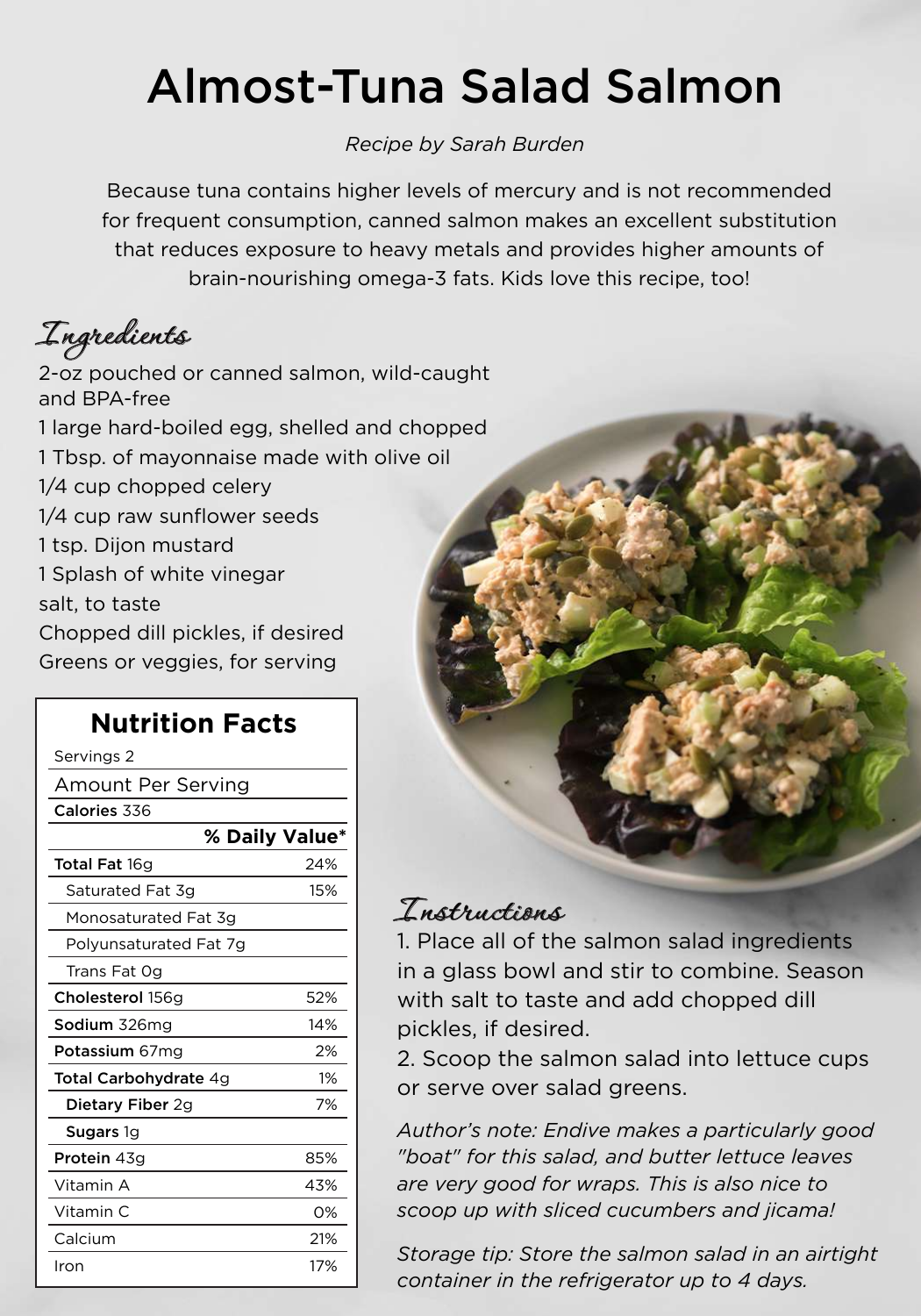# Almost-Tuna Salad Salmon

*Recipe by Sarah Burden*

Because tuna contains higher levels of mercury and is not recommended for frequent consumption, canned salmon makes an excellent substitution that reduces exposure to heavy metals and provides higher amounts of brain-nourishing omega-3 fats. Kids love this recipe, too!

## Ingredients

2-oz pouched or canned salmon, wild-caught and BPA-free
1 large hard-boiled egg, shelled and chopped
1 Tbsp. of mayonnaise made with olive oil
1/4 cup chopped celery
1/4 cup raw sunflower seeds
1 tsp. Dijon mustard
1 Splash of white vinegar
salt, to taste
Chopped dill pickles, if desired
Greens or veggies, for serving

## Nutrition Facts

Servings 2

| Amount Per Serving | |
|---|---|
| **Calories** 336 | |
| | **% Daily Value*** |
| **Total Fat** 16g | 24% |
| Saturated Fat 3g | 15% |
| Monosaturated Fat 3g | |
| Polyunsaturated Fat 7g | |
| Trans Fat 0g | |
| **Cholesterol** 156g | 52% |
| **Sodium** 326mg | 14% |
| **Potassium** 67mg | 2% |
| **Total Carbohydrate** 4g | 1% |
| **Dietary Fiber** 2g | 7% |
| **Sugars** 1g | |
| **Protein** 43g | 85% |
| Vitamin A | 43% |
| Vitamin C | 0% |
| Calcium | 21% |
| Iron | 17% |

## Instructions

1. Place all of the salmon salad ingredients in a glass bowl and stir to combine. Season with salt to taste and add chopped dill pickles, if desired.
2. Scoop the salmon salad into lettuce cups or serve over salad greens.

*Author's note: Endive makes a particularly good "boat" for this salad, and butter lettuce leaves are very good for wraps. This is also nice to scoop up with sliced cucumbers and jicama!*

*Storage tip: Store the salmon salad in an airtight container in the refrigerator up to 4 days.*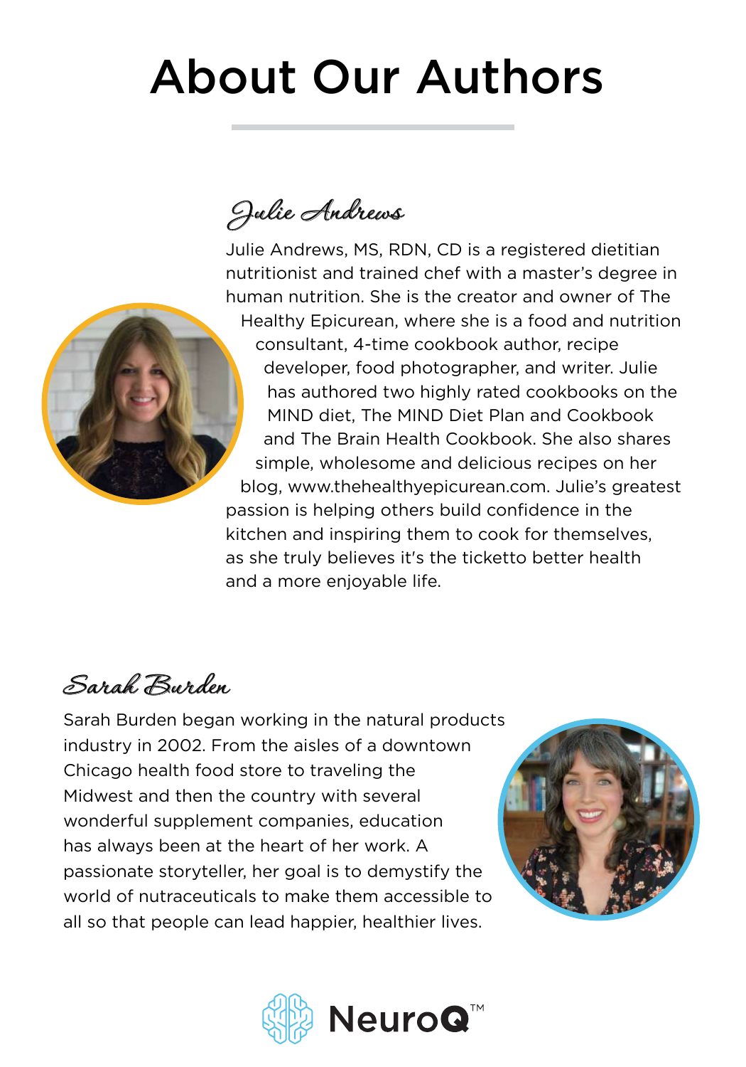# About Our Authors

## Julie Andrews

Julie Andrews, MS, RDN, CD is a registered dietitian nutritionist and trained chef with a master's degree in human nutrition. She is the creator and owner of The Healthy Epicurean, where she is a food and nutrition consultant, 4-time cookbook author, recipe developer, food photographer, and writer. Julie has authored two highly rated cookbooks on the MIND diet, The MIND Diet Plan and Cookbook and The Brain Health Cookbook. She also shares simple, wholesome and delicious recipes on her blog, www.thehealthyepicurean.com. Julie's greatest passion is helping others build confidence in the kitchen and inspiring them to cook for themselves, as she truly believes it's the ticketto better health and a more enjoyable life.

## Sarah Burden

Sarah Burden began working in the natural products industry in 2002. From the aisles of a downtown Chicago health food store to traveling the Midwest and then the country with several wonderful supplement companies, education has always been at the heart of her work. A passionate storyteller, her goal is to demystify the world of nutraceuticals to make them accessible to all so that people can lead happier, healthier lives.

NeuroQ™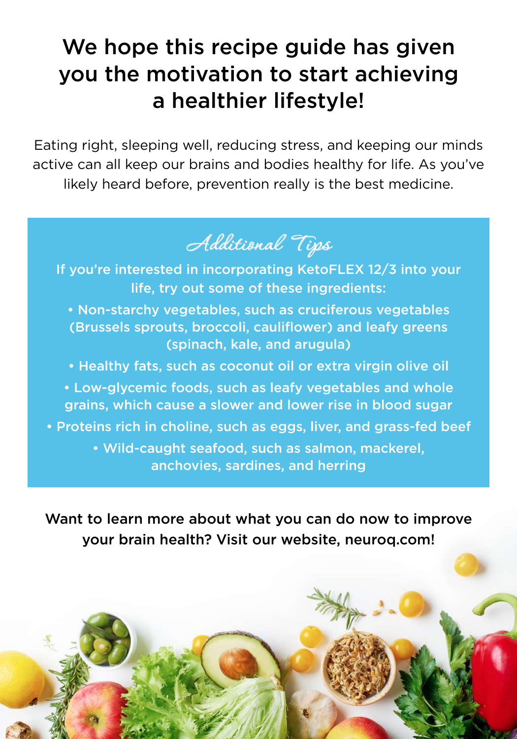# We hope this recipe guide has given you the motivation to start achieving a healthier lifestyle!

Eating right, sleeping well, reducing stress, and keeping our minds active can all keep our brains and bodies healthy for life. As you've likely heard before, prevention really is the best medicine.

## *Additional Tips*

If you're interested in incorporating KetoFLEX 12/3 into your life, try out some of these ingredients:

- Non-starchy vegetables, such as cruciferous vegetables (Brussels sprouts, broccoli, cauliflower) and leafy greens (spinach, kale, and arugula)
- Healthy fats, such as coconut oil or extra virgin olive oil
- Low-glycemic foods, such as leafy vegetables and whole grains, which cause a slower and lower rise in blood sugar
- Proteins rich in choline, such as eggs, liver, and grass-fed beef
- Wild-caught seafood, such as salmon, mackerel, anchovies, sardines, and herring

**Want to learn more about what you can do now to improve your brain health? Visit our website, neuroq.com!**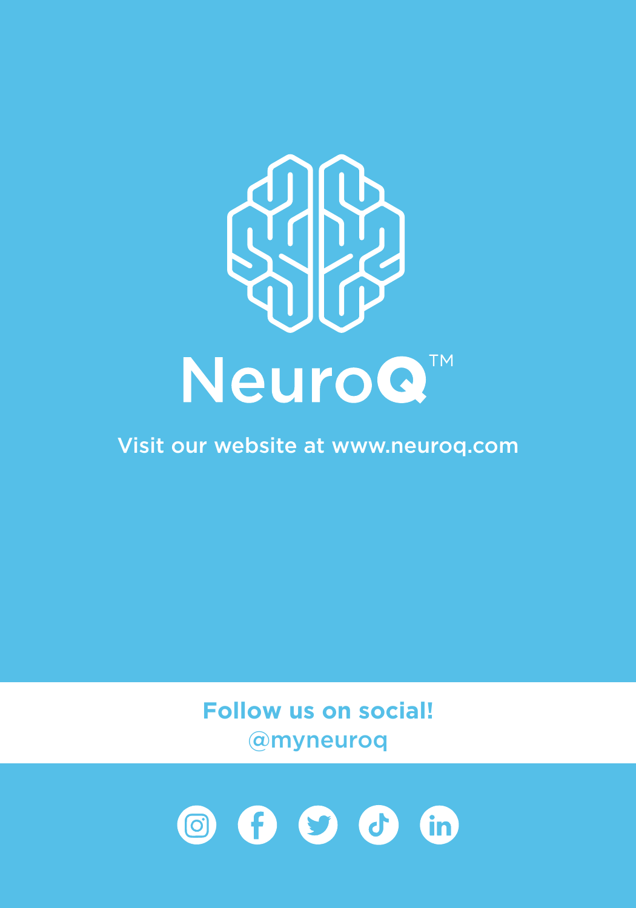NeuroQ™

Visit our website at www.neuroq.com

**Follow us on social!**
**@myneuroq**